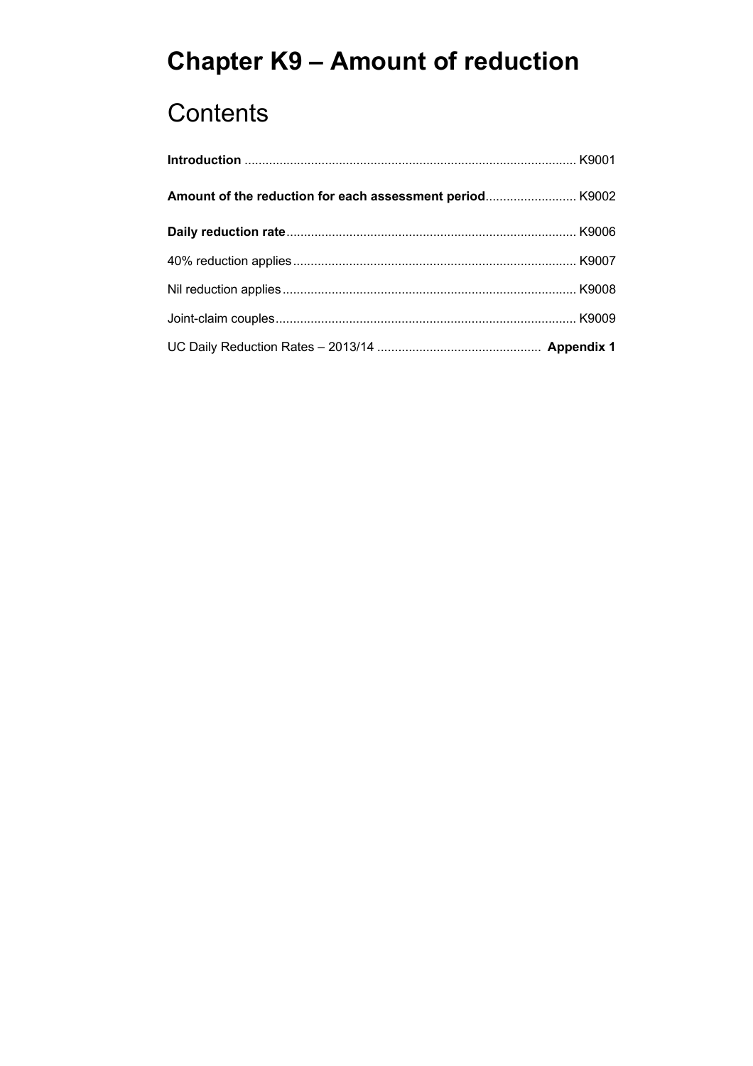# Chapter K9 – Amount of reduction

## Contents

**Introduction** .............................................................................................. K9001

**Amount of the reduction for each assessment period**.......................... K9002

**Daily reduction rate**.................................................................................. K9006

40% reduction applies................................................................................ K9007

Nil reduction applies................................................................................... K9008

Joint-claim couples..................................................................................... K9009

UC Daily Reduction Rates – 2013/14 .............................................. **Appendix 1**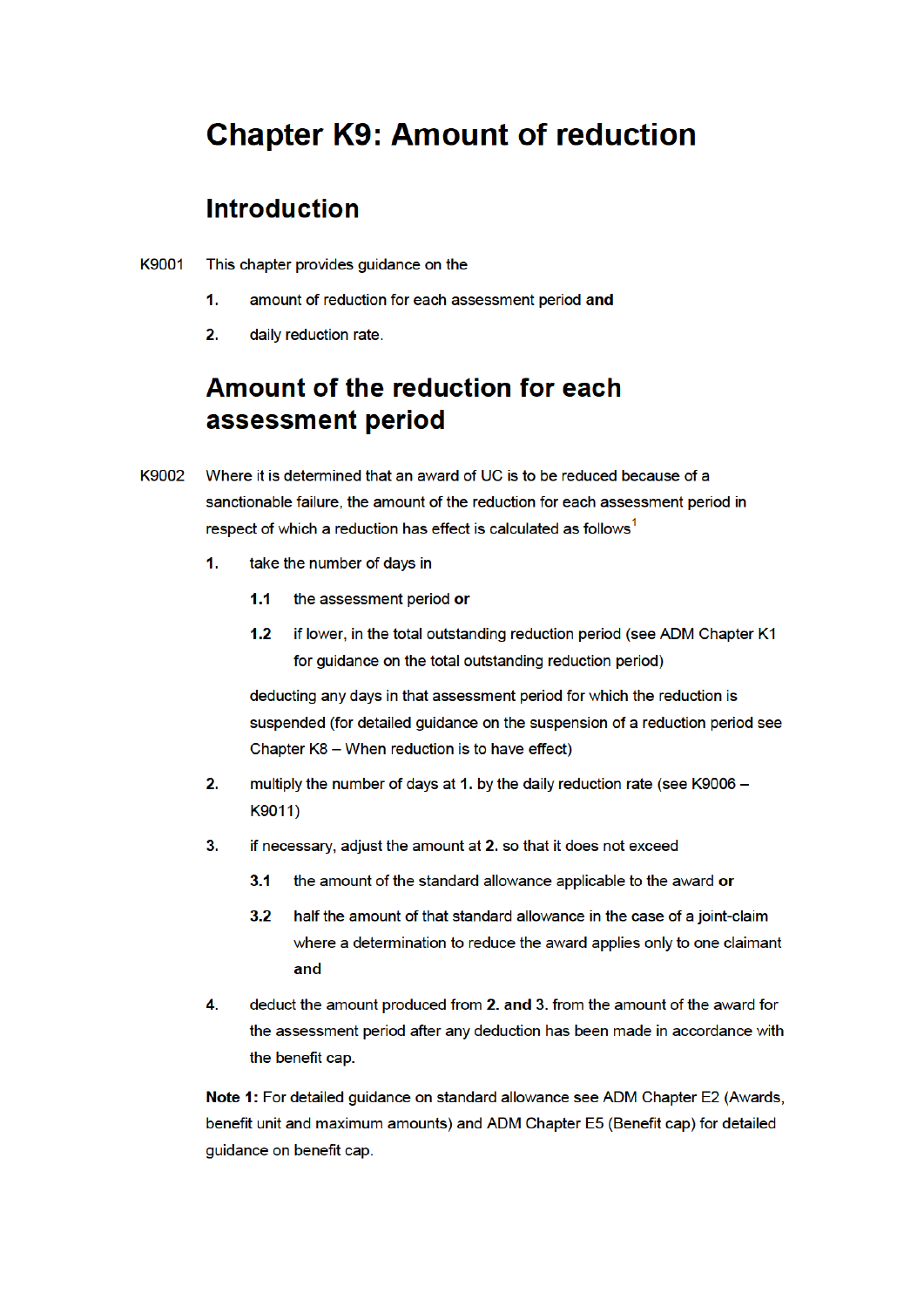# Chapter K9: Amount of reduction

## Introduction

K9001 This chapter provides guidance on the

1. amount of reduction for each assessment period **and**
2. daily reduction rate.

## Amount of the reduction for each assessment period

K9002 Where it is determined that an award of UC is to be reduced because of a sanctionable failure, the amount of the reduction for each assessment period in respect of which a reduction has effect is calculated as follows[1]

**1.** take the number of days in

  **1.1** the assessment period **or**

  **1.2** if lower, in the total outstanding reduction period (see ADM Chapter K1 for guidance on the total outstanding reduction period)

  deducting any days in that assessment period for which the reduction is suspended (for detailed guidance on the suspension of a reduction period see Chapter K8 – When reduction is to have effect)

**2.** multiply the number of days at **1.** by the daily reduction rate (see K9006 – K9011)

**3.** if necessary, adjust the amount at **2.** so that it does not exceed

  **3.1** the amount of the standard allowance applicable to the award **or**

  **3.2** half the amount of that standard allowance in the case of a joint-claim where a determination to reduce the award applies only to one claimant **and**

**4.** deduct the amount produced from **2. and** 3. from the amount of the award for the assessment period after any deduction has been made in accordance with the benefit cap.

**Note 1:** For detailed guidance on standard allowance see ADM Chapter E2 (Awards, benefit unit and maximum amounts) and ADM Chapter E5 (Benefit cap) for detailed guidance on benefit cap.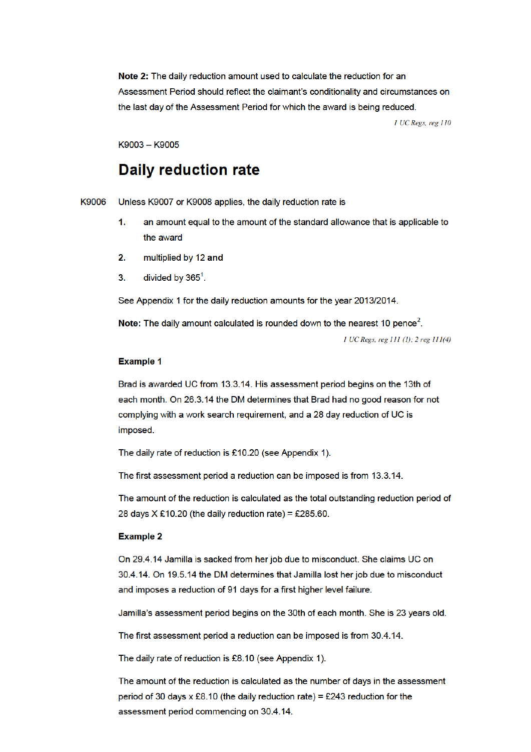**Note 2:** The daily reduction amount used to calculate the reduction for an Assessment Period should reflect the claimant's conditionality and circumstances on the last day of the Assessment Period for which the award is being reduced.

*1 UC Regs, reg 110*

K9003 – K9005

## Daily reduction rate

K9006 Unless K9007 or K9008 applies, the daily reduction rate is

1. an amount equal to the amount of the standard allowance that is applicable to the award
2. multiplied by 12 and
3. divided by 365[1].

See Appendix 1 for the daily reduction amounts for the year 2013/2014.

**Note:** The daily amount calculated is rounded down to the nearest 10 pence[2].

*1 UC Regs, reg 111 (1); 2 reg 111(4)*

**Example 1**

Brad is awarded UC from 13.3.14. His assessment period begins on the 13th of each month. On 26.3.14 the DM determines that Brad had no good reason for not complying with a work search requirement, and a 28 day reduction of UC is imposed.

The daily rate of reduction is £10.20 (see Appendix 1).

The first assessment period a reduction can be imposed is from 13.3.14.

The amount of the reduction is calculated as the total outstanding reduction period of 28 days X £10.20 (the daily reduction rate) = £285.60.

**Example 2**

On 29.4.14 Jamilla is sacked from her job due to misconduct. She claims UC on 30.4.14. On 19.5.14 the DM determines that Jamilla lost her job due to misconduct and imposes a reduction of 91 days for a first higher level failure.

Jamilla's assessment period begins on the 30th of each month. She is 23 years old.

The first assessment period a reduction can be imposed is from 30.4.14.

The daily rate of reduction is £8.10 (see Appendix 1).

The amount of the reduction is calculated as the number of days in the assessment period of 30 days x £8.10 (the daily reduction rate) = £243 reduction for the assessment period commencing on 30.4.14.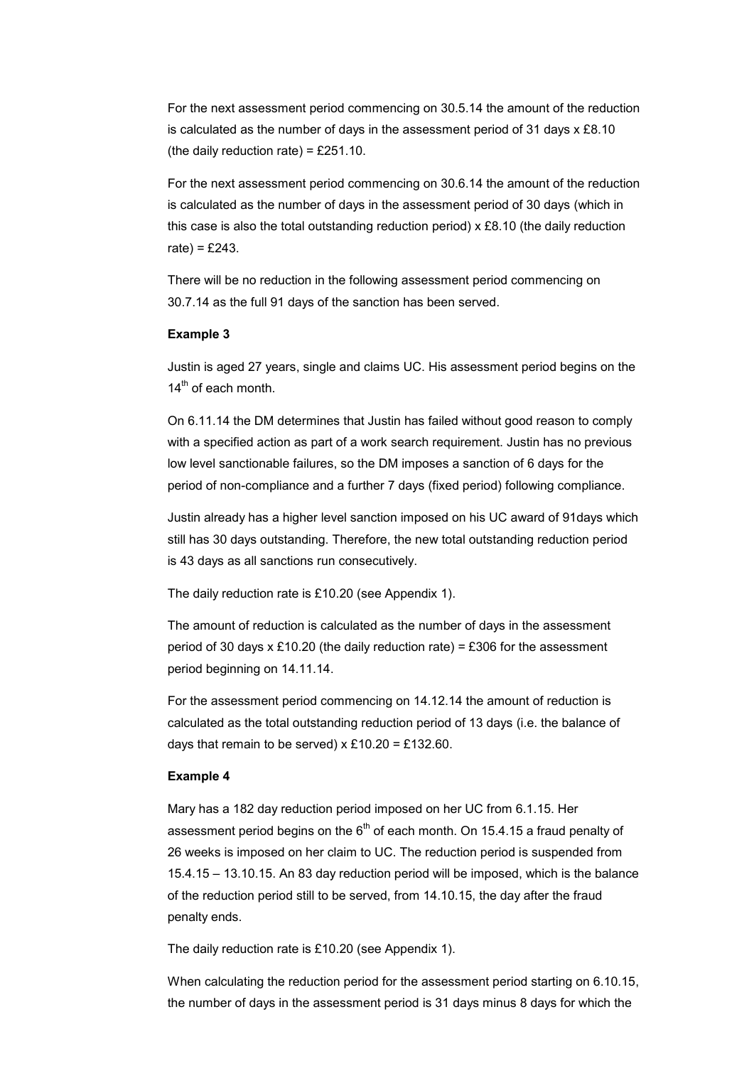For the next assessment period commencing on 30.5.14 the amount of the reduction is calculated as the number of days in the assessment period of 31 days x £8.10 (the daily reduction rate) = £251.10.

For the next assessment period commencing on 30.6.14 the amount of the reduction is calculated as the number of days in the assessment period of 30 days (which in this case is also the total outstanding reduction period) x £8.10 (the daily reduction rate) = £243.

There will be no reduction in the following assessment period commencing on 30.7.14 as the full 91 days of the sanction has been served.

**Example 3**

Justin is aged 27 years, single and claims UC. His assessment period begins on the 14th of each month.

On 6.11.14 the DM determines that Justin has failed without good reason to comply with a specified action as part of a work search requirement. Justin has no previous low level sanctionable failures, so the DM imposes a sanction of 6 days for the period of non-compliance and a further 7 days (fixed period) following compliance.

Justin already has a higher level sanction imposed on his UC award of 91days which still has 30 days outstanding. Therefore, the new total outstanding reduction period is 43 days as all sanctions run consecutively.

The daily reduction rate is £10.20 (see Appendix 1).

The amount of reduction is calculated as the number of days in the assessment period of 30 days x £10.20 (the daily reduction rate) = £306 for the assessment period beginning on 14.11.14.

For the assessment period commencing on 14.12.14 the amount of reduction is calculated as the total outstanding reduction period of 13 days (i.e. the balance of days that remain to be served) x £10.20 = £132.60.

**Example 4**

Mary has a 182 day reduction period imposed on her UC from 6.1.15. Her assessment period begins on the 6th of each month. On 15.4.15 a fraud penalty of 26 weeks is imposed on her claim to UC. The reduction period is suspended from 15.4.15 – 13.10.15. An 83 day reduction period will be imposed, which is the balance of the reduction period still to be served, from 14.10.15, the day after the fraud penalty ends.

The daily reduction rate is £10.20 (see Appendix 1).

When calculating the reduction period for the assessment period starting on 6.10.15, the number of days in the assessment period is 31 days minus 8 days for which the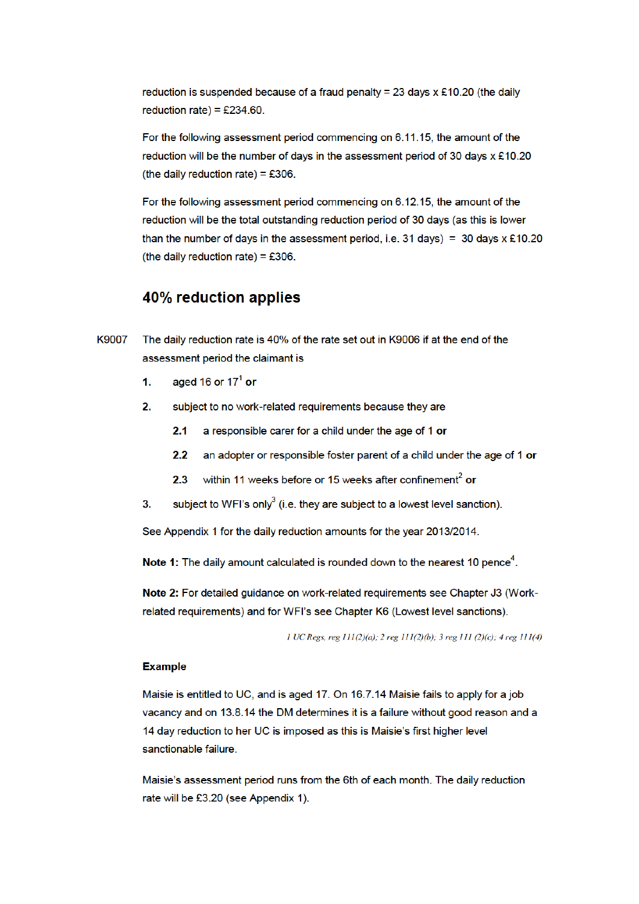reduction is suspended because of a fraud penalty = 23 days x £10.20 (the daily reduction rate) = £234.60.

For the following assessment period commencing on 6.11.15, the amount of the reduction will be the number of days in the assessment period of 30 days x £10.20 (the daily reduction rate) = £306.

For the following assessment period commencing on 6.12.15, the amount of the reduction will be the total outstanding reduction period of 30 days (as this is lower than the number of days in the assessment period, i.e. 31 days) = 30 days x £10.20 (the daily reduction rate) = £306.

## 40% reduction applies

K9007 The daily reduction rate is 40% of the rate set out in K9006 if at the end of the assessment period the claimant is

1. aged 16 or 17[1] **or**
2. subject to no work-related requirements because they are
   - 2.1 a responsible carer for a child under the age of 1 **or**
   - 2.2 an adopter or responsible foster parent of a child under the age of 1 **or**
   - 2.3 within 11 weeks before or 15 weeks after confinement[2] **or**
3. subject to WFI's only[3] (i.e. they are subject to a lowest level sanction).

See Appendix 1 for the daily reduction amounts for the year 2013/2014.

**Note 1:** The daily amount calculated is rounded down to the nearest 10 pence[4].

**Note 2:** For detailed guidance on work-related requirements see Chapter J3 (Work-related requirements) and for WFI's see Chapter K6 (Lowest level sanctions).

*1 UC Regs, reg 111(2)(a); 2 reg 111(2)(b); 3 reg 111 (2)(c); 4 reg 111(4)*

**Example**

Maisie is entitled to UC, and is aged 17. On 16.7.14 Maisie fails to apply for a job vacancy and on 13.8.14 the DM determines it is a failure without good reason and a 14 day reduction to her UC is imposed as this is Maisie's first higher level sanctionable failure.

Maisie's assessment period runs from the 6th of each month. The daily reduction rate will be £3.20 (see Appendix 1).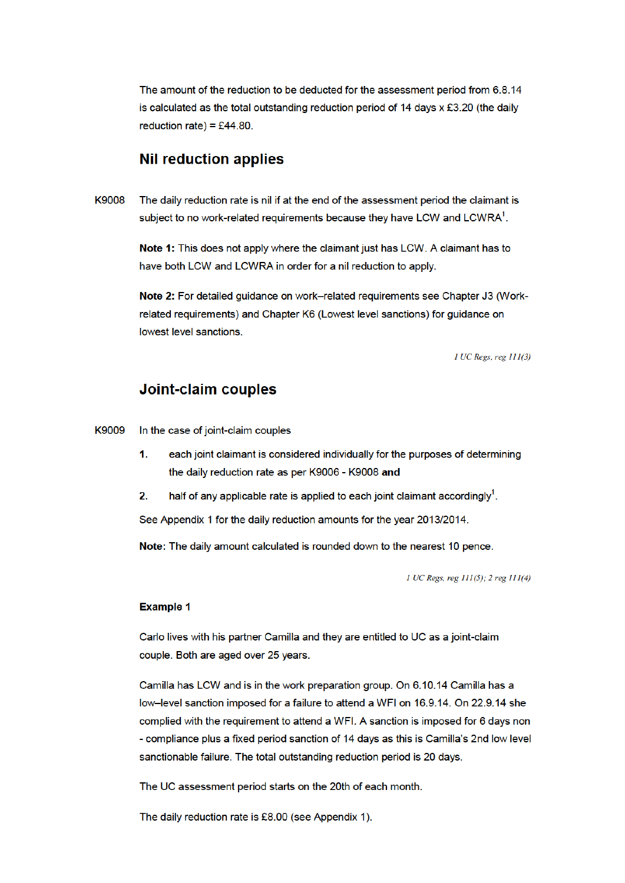The amount of the reduction to be deducted for the assessment period from 6.8.14 is calculated as the total outstanding reduction period of 14 days x £3.20 (the daily reduction rate) = £44.80.

## Nil reduction applies

K9008 The daily reduction rate is nil if at the end of the assessment period the claimant is subject to no work-related requirements because they have LCW and LCWRA[1].

**Note 1:** This does not apply where the claimant just has LCW. A claimant has to have both LCW and LCWRA in order for a nil reduction to apply.

**Note 2:** For detailed guidance on work–related requirements see Chapter J3 (Work-related requirements) and Chapter K6 (Lowest level sanctions) for guidance on lowest level sanctions.

*1 UC Regs, reg 111(3)*

## Joint-claim couples

K9009 In the case of joint-claim couples

1. each joint claimant is considered individually for the purposes of determining the daily reduction rate as per K9006 - K9008 **and**
2. half of any applicable rate is applied to each joint claimant accordingly[1].

See Appendix 1 for the daily reduction amounts for the year 2013/2014.

**Note**: The daily amount calculated is rounded down to the nearest 10 pence.

*1 UC Regs, reg 111(5); 2 reg 111(4)*

**Example 1**

Carlo lives with his partner Camilla and they are entitled to UC as a joint-claim couple. Both are aged over 25 years.

Camilla has LCW and is in the work preparation group. On 6.10.14 Camilla has a low–level sanction imposed for a failure to attend a WFI on 16.9.14. On 22.9.14 she complied with the requirement to attend a WFI. A sanction is imposed for 6 days non - compliance plus a fixed period sanction of 14 days as this is Camilla's 2nd low level sanctionable failure. The total outstanding reduction period is 20 days.

The UC assessment period starts on the 20th of each month.

The daily reduction rate is £8.00 (see Appendix 1).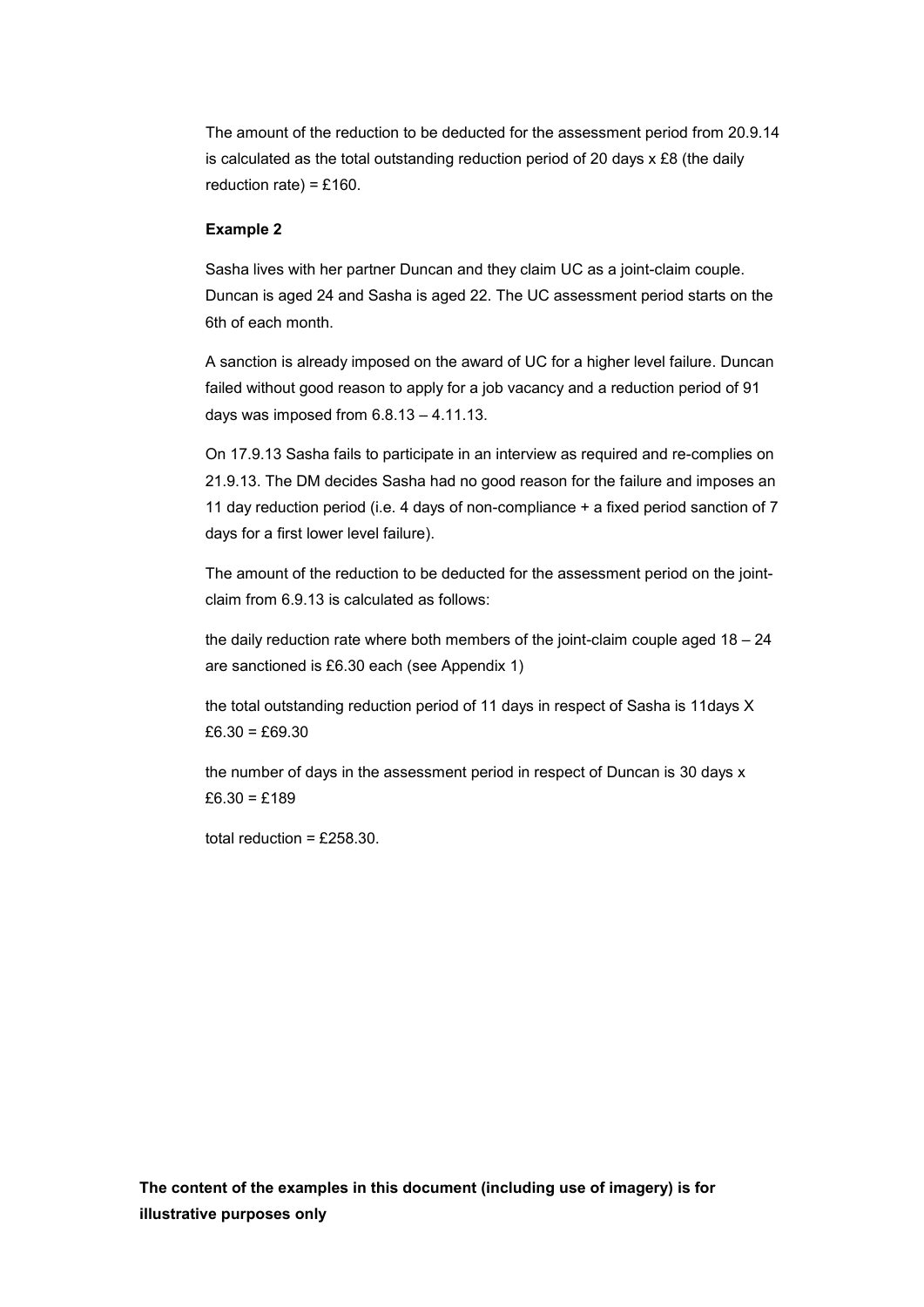The amount of the reduction to be deducted for the assessment period from 20.9.14 is calculated as the total outstanding reduction period of 20 days x £8 (the daily reduction rate) = £160.

**Example 2**

Sasha lives with her partner Duncan and they claim UC as a joint-claim couple. Duncan is aged 24 and Sasha is aged 22. The UC assessment period starts on the 6th of each month.

A sanction is already imposed on the award of UC for a higher level failure. Duncan failed without good reason to apply for a job vacancy and a reduction period of 91 days was imposed from 6.8.13 – 4.11.13.

On 17.9.13 Sasha fails to participate in an interview as required and re-complies on 21.9.13. The DM decides Sasha had no good reason for the failure and imposes an 11 day reduction period (i.e. 4 days of non-compliance + a fixed period sanction of 7 days for a first lower level failure).

The amount of the reduction to be deducted for the assessment period on the joint-claim from 6.9.13 is calculated as follows:

the daily reduction rate where both members of the joint-claim couple aged 18 – 24 are sanctioned is £6.30 each (see Appendix 1)

the total outstanding reduction period of 11 days in respect of Sasha is 11days X £6.30 = £69.30

the number of days in the assessment period in respect of Duncan is 30 days x £6.30 = £189

total reduction = £258.30.

**The content of the examples in this document (including use of imagery) is for illustrative purposes only**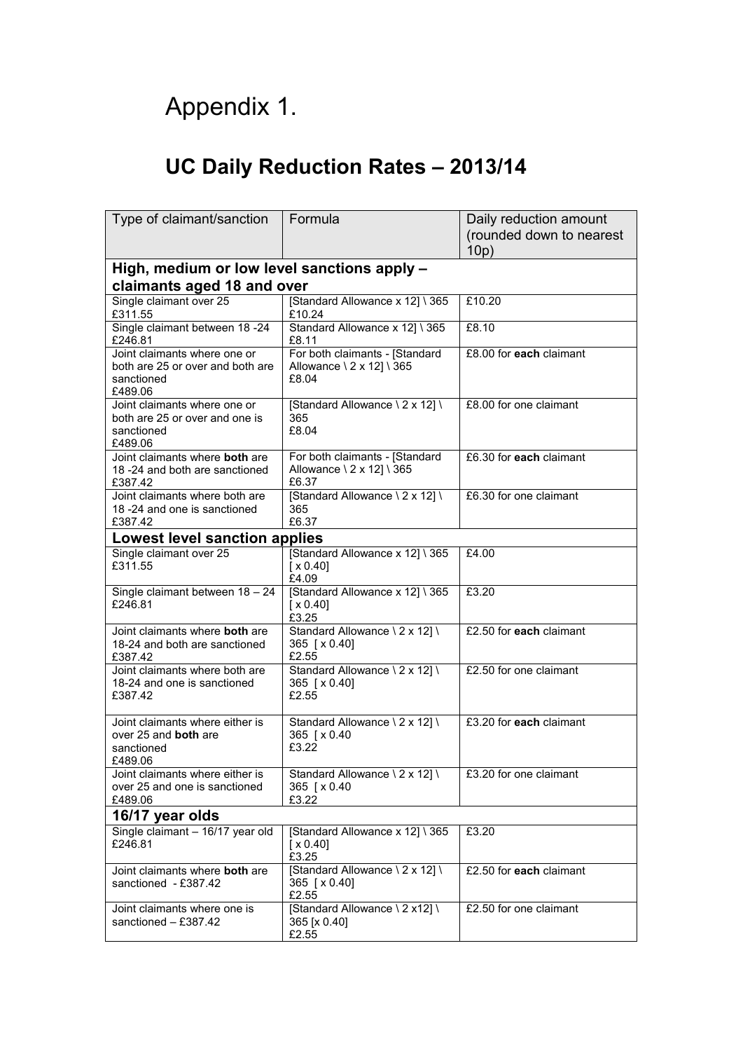# Appendix 1.

## UC Daily Reduction Rates – 2013/14

| Type of claimant/sanction | Formula | Daily reduction amount (rounded down to nearest 10p) |
|---|---|---|
| **High, medium or low level sanctions apply – claimants aged 18 and over** | | |
| Single claimant over 25 £311.55 | [Standard Allowance x 12] \ 365 £10.24 | £10.20 |
| Single claimant between 18 -24 £246.81 | Standard Allowance x 12] \ 365 £8.11 | £8.10 |
| Joint claimants where one or both are 25 or over and both are sanctioned £489.06 | For both claimants - [Standard Allowance \ 2 x 12] \ 365 £8.04 | £8.00 for **each** claimant |
| Joint claimants where one or both are 25 or over and one is sanctioned £489.06 | [Standard Allowance \ 2 x 12] \ 365 £8.04 | £8.00 for one claimant |
| Joint claimants where **both** are 18 -24 and both are sanctioned £387.42 | For both claimants - [Standard Allowance \ 2 x 12] \ 365 £6.37 | £6.30 for **each** claimant |
| Joint claimants where both are 18 -24 and one is sanctioned £387.42 | [Standard Allowance \ 2 x 12] \ 365 £6.37 | £6.30 for one claimant |
| **Lowest level sanction applies** | | |
| Single claimant over 25 £311.55 | [Standard Allowance x 12] \ 365 [ x 0.40] £4.09 | £4.00 |
| Single claimant between 18 – 24 £246.81 | [Standard Allowance x 12] \ 365 [ x 0.40] £3.25 | £3.20 |
| Joint claimants where **both** are 18-24 and both are sanctioned £387.42 | Standard Allowance \ 2 x 12] \ 365 [ x 0.40] £2.55 | £2.50 for **each** claimant |
| Joint claimants where both are 18-24 and one is sanctioned £387.42 | Standard Allowance \ 2 x 12] \ 365 [ x 0.40] £2.55 | £2.50 for one claimant |
| Joint claimants where either is over 25 and **both** are sanctioned £489.06 | Standard Allowance \ 2 x 12] \ 365 [ x 0.40 £3.22 | £3.20 for **each** claimant |
| Joint claimants where either is over 25 and one is sanctioned £489.06 | Standard Allowance \ 2 x 12] \ 365 [ x 0.40 £3.22 | £3.20 for one claimant |
| **16/17 year olds** | | |
| Single claimant – 16/17 year old £246.81 | [Standard Allowance x 12] \ 365 [ x 0.40] £3.25 | £3.20 |
| Joint claimants where **both** are sanctioned - £387.42 | [Standard Allowance \ 2 x 12] \ 365 [ x 0.40] £2.55 | £2.50 for **each** claimant |
| Joint claimants where one is sanctioned – £387.42 | [Standard Allowance \ 2 x12] \ 365 [x 0.40] £2.55 | £2.50 for one claimant |